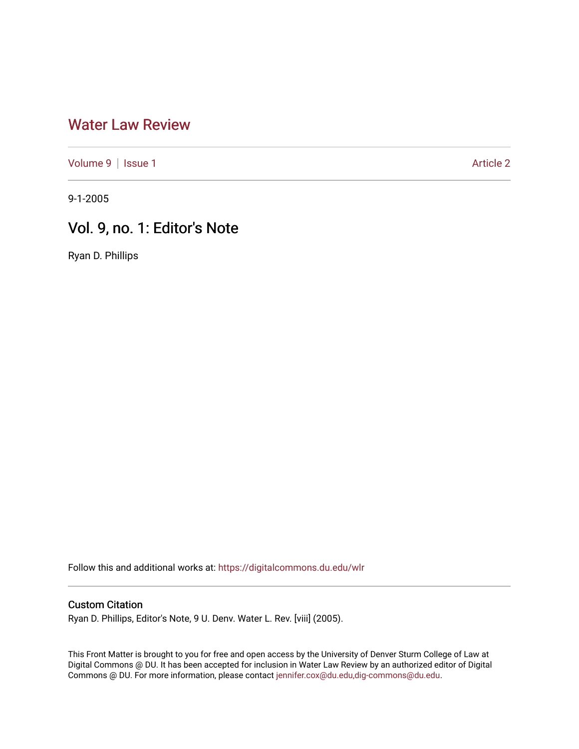# Water Law Review

Volume 9 | Issue 1 | Article 2

9-1-2005

## Vol. 9, no. 1: Editor's Note

Ryan D. Phillips

Follow this and additional works at: https://digitalcommons.du.edu/wlr

### Custom Citation

Ryan D. Phillips, Editor's Note, 9 U. Denv. Water L. Rev. [viii] (2005).

This Front Matter is brought to you for free and open access by the University of Denver Sturm College of Law at Digital Commons @ DU. It has been accepted for inclusion in Water Law Review by an authorized editor of Digital Commons @ DU. For more information, please contact jennifer.cox@du.edu,dig-commons@du.edu.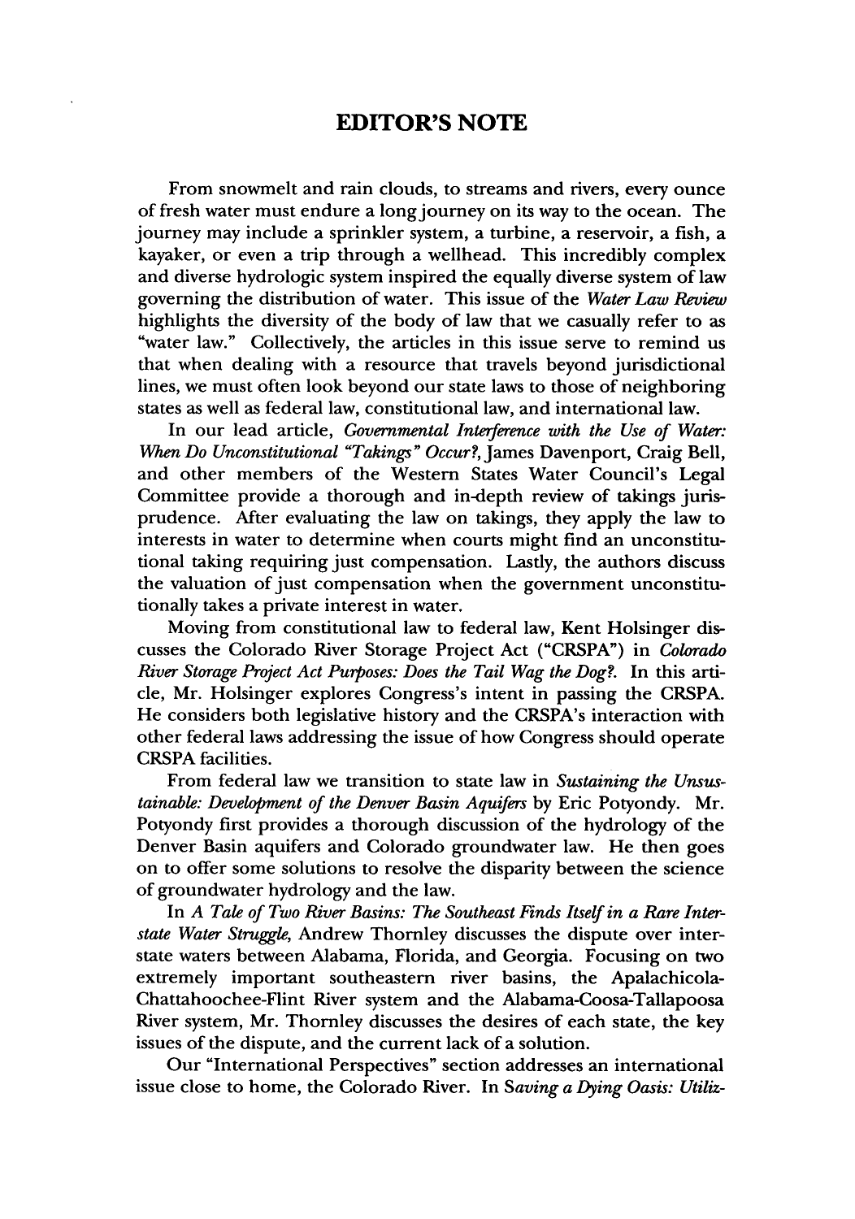# EDITOR'S NOTE

From snowmelt and rain clouds, to streams and rivers, every ounce of fresh water must endure a long journey on its way to the ocean. The journey may include a sprinkler system, a turbine, a reservoir, a fish, a kayaker, or even a trip through a wellhead. This incredibly complex and diverse hydrologic system inspired the equally diverse system of law governing the distribution of water. This issue of the *Water Law Review* highlights the diversity of the body of law that we casually refer to as "water law." Collectively, the articles in this issue serve to remind us that when dealing with a resource that travels beyond jurisdictional lines, we must often look beyond our state laws to those of neighboring states as well as federal law, constitutional law, and international law.

In our lead article, *Governmental Interference with the Use of Water: When Do Unconstitutional "Takings" Occur?*, James Davenport, Craig Bell, and other members of the Western States Water Council's Legal Committee provide a thorough and in-depth review of takings jurisprudence. After evaluating the law on takings, they apply the law to interests in water to determine when courts might find an unconstitutional taking requiring just compensation. Lastly, the authors discuss the valuation of just compensation when the government unconstitutionally takes a private interest in water.

Moving from constitutional law to federal law, Kent Holsinger discusses the Colorado River Storage Project Act ("CRSPA") in *Colorado River Storage Project Act Purposes: Does the Tail Wag the Dog?*. In this article, Mr. Holsinger explores Congress's intent in passing the CRSPA. He considers both legislative history and the CRSPA's interaction with other federal laws addressing the issue of how Congress should operate CRSPA facilities.

From federal law we transition to state law in *Sustaining the Unsustainable: Development of the Denver Basin Aquifers* by Eric Potyondy. Mr. Potyondy first provides a thorough discussion of the hydrology of the Denver Basin aquifers and Colorado groundwater law. He then goes on to offer some solutions to resolve the disparity between the science of groundwater hydrology and the law.

In *A Tale of Two River Basins: The Southeast Finds Itself in a Rare Interstate Water Struggle*, Andrew Thornley discusses the dispute over interstate waters between Alabama, Florida, and Georgia. Focusing on two extremely important southeastern river basins, the Apalachicola-Chattahoochee-Flint River system and the Alabama-Coosa-Tallapoosa River system, Mr. Thornley discusses the desires of each state, the key issues of the dispute, and the current lack of a solution.

Our "International Perspectives" section addresses an international issue close to home, the Colorado River. In *Saving a Dying Oasis: Utiliz-*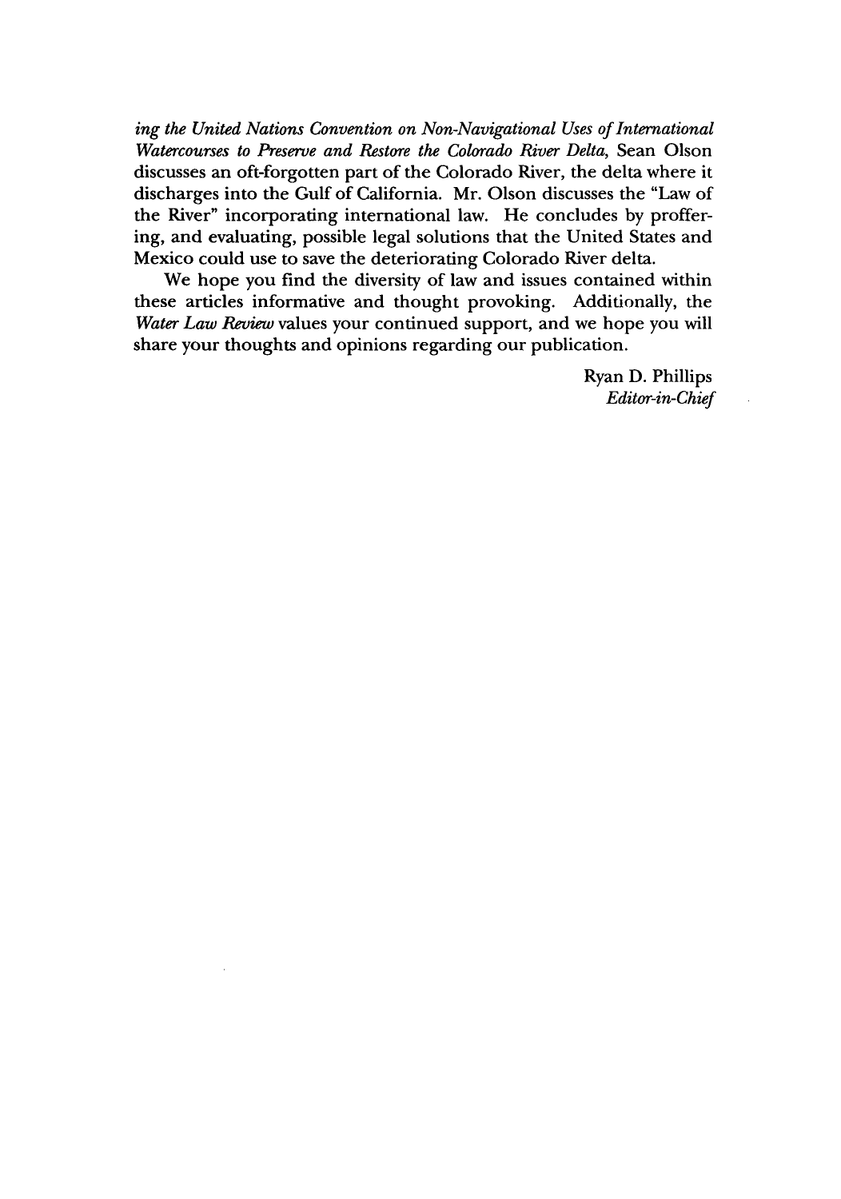*ing the United Nations Convention on Non-Navigational Uses of International Watercourses to Preserve and Restore the Colorado River Delta*, Sean Olson discusses an oft-forgotten part of the Colorado River, the delta where it discharges into the Gulf of California. Mr. Olson discusses the "Law of the River" incorporating international law. He concludes by proffering, and evaluating, possible legal solutions that the United States and Mexico could use to save the deteriorating Colorado River delta.

We hope you find the diversity of law and issues contained within these articles informative and thought provoking. Additionally, the *Water Law Review* values your continued support, and we hope you will share your thoughts and opinions regarding our publication.

Ryan D. Phillips
*Editor-in-Chief*